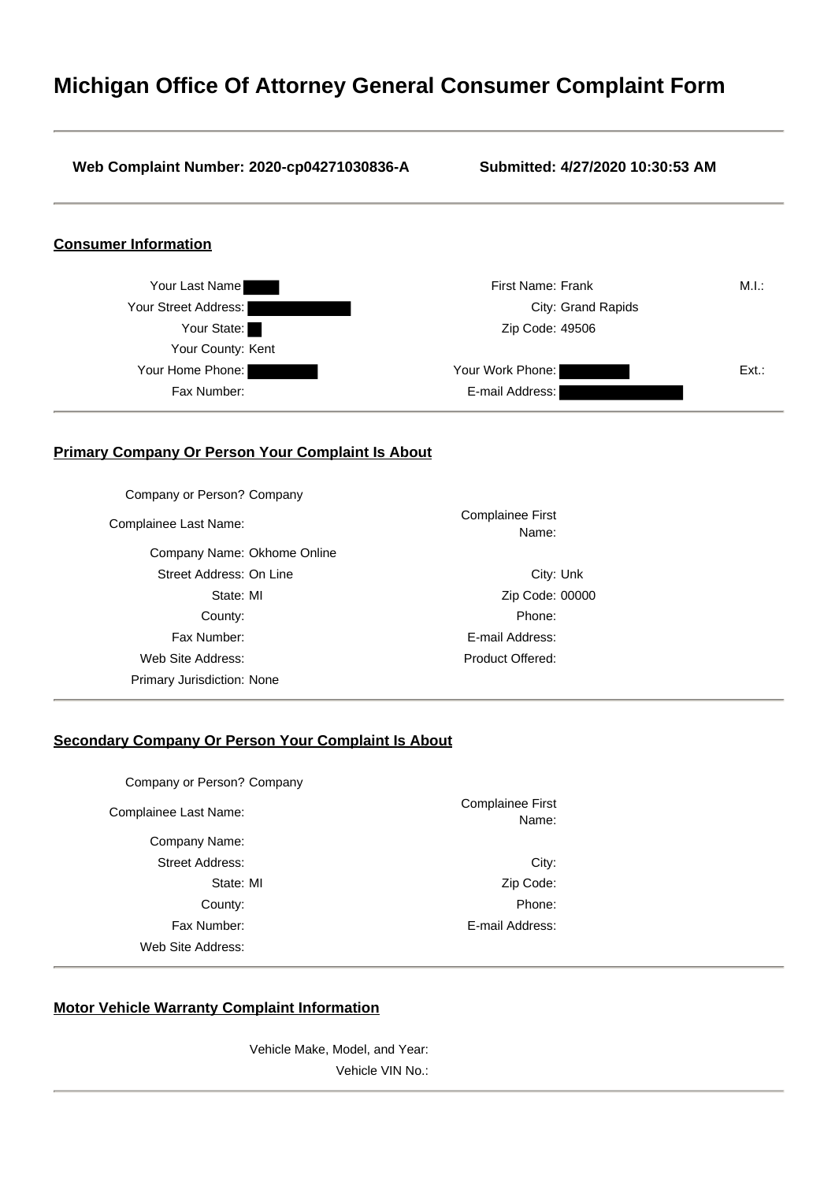# Michigan Office Of Attorney General Consumer Complaint Form

**Web Complaint Number: 2020-cp04271030836-A** **Submitted: 4/27/2020 10:30:53 AM**

## Consumer Information

| | | | | | |
|---|---|---|---|---|---|
| Your Last Name | [redacted] | First Name: | Frank | M.I.: | |
| Your Street Address: | [redacted] | City: | Grand Rapids | | |
| Your State: | [redacted] | Zip Code: | 49506 | | |
| Your County: | Kent | | | | |
| Your Home Phone: | [redacted] | Your Work Phone: | [redacted] | Ext.: | |
| Fax Number: | | E-mail Address: | [redacted] | | |

## Primary Company Or Person Your Complaint Is About

| | | | |
|---|---|---|---|
| Company or Person? | Company | | |
| Complainee Last Name: | | Complainee First Name: | |
| Company Name: | Okhome Online | | |
| Street Address: | On Line | City: | Unk |
| State: | MI | Zip Code: | 00000 |
| County: | | Phone: | |
| Fax Number: | | E-mail Address: | |
| Web Site Address: | | Product Offered: | |
| Primary Jurisdiction: | None | | |

## Secondary Company Or Person Your Complaint Is About

| | | | |
|---|---|---|---|
| Company or Person? | Company | | |
| Complainee Last Name: | | Complainee First Name: | |
| Company Name: | | | |
| Street Address: | | City: | |
| State: | MI | Zip Code: | |
| County: | | Phone: | |
| Fax Number: | | E-mail Address: | |
| Web Site Address: | | | |

## Motor Vehicle Warranty Complaint Information

Vehicle Make, Model, and Year:

Vehicle VIN No.: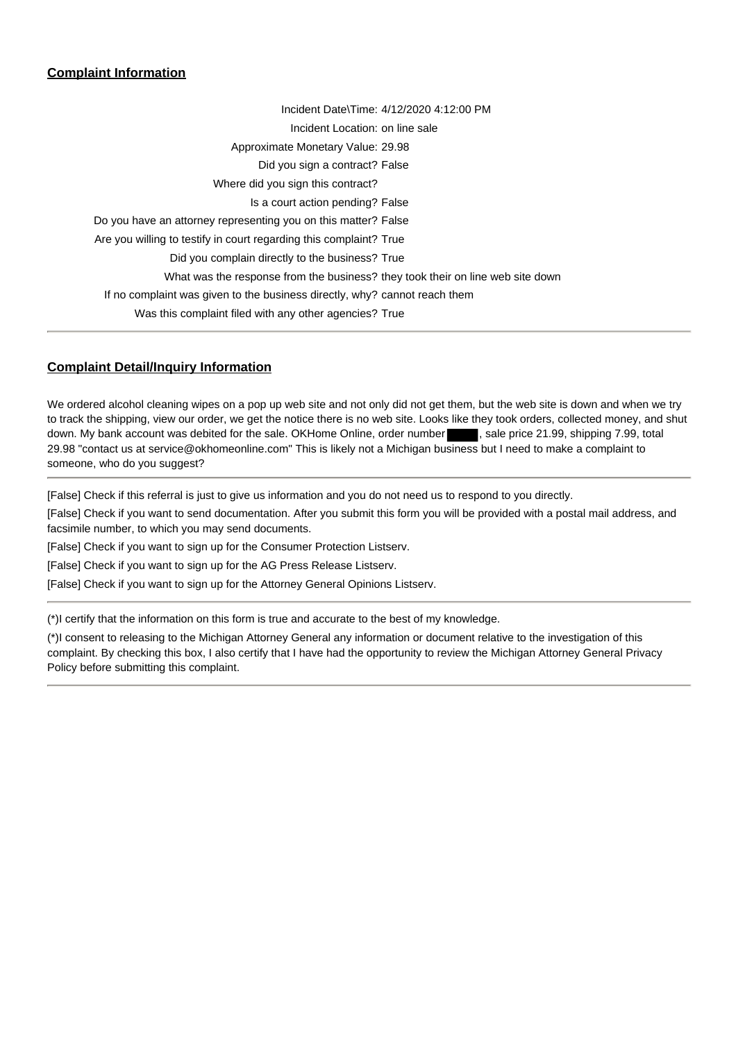## Complaint Information

Incident Date\Time: 4/12/2020 4:12:00 PM

Incident Location: on line sale

Approximate Monetary Value: 29.98

Did you sign a contract? False

Where did you sign this contract?

Is a court action pending? False

Do you have an attorney representing you on this matter? False

Are you willing to testify in court regarding this complaint? True

Did you complain directly to the business? True

What was the response from the business? they took their on line web site down

If no complaint was given to the business directly, why? cannot reach them

Was this complaint filed with any other agencies? True

---

## Complaint Detail/Inquiry Information

We ordered alcohol cleaning wipes on a pop up web site and not only did not get them, but the web site is down and when we try to track the shipping, view our order, we get the notice there is no web site. Looks like they took orders, collected money, and shut down. My bank account was debited for the sale. OKHome Online, order number ████, sale price 21.99, shipping 7.99, total 29.98 "contact us at service@okhomeonline.com" This is likely not a Michigan business but I need to make a complaint to someone, who do you suggest?

---

[False] Check if this referral is just to give us information and you do not need us to respond to you directly.

[False] Check if you want to send documentation. After you submit this form you will be provided with a postal mail address, and facsimile number, to which you may send documents.

[False] Check if you want to sign up for the Consumer Protection Listserv.

[False] Check if you want to sign up for the AG Press Release Listserv.

[False] Check if you want to sign up for the Attorney General Opinions Listserv.

---

(*)I certify that the information on this form is true and accurate to the best of my knowledge.

(*)I consent to releasing to the Michigan Attorney General any information or document relative to the investigation of this complaint. By checking this box, I also certify that I have had the opportunity to review the Michigan Attorney General Privacy Policy before submitting this complaint.